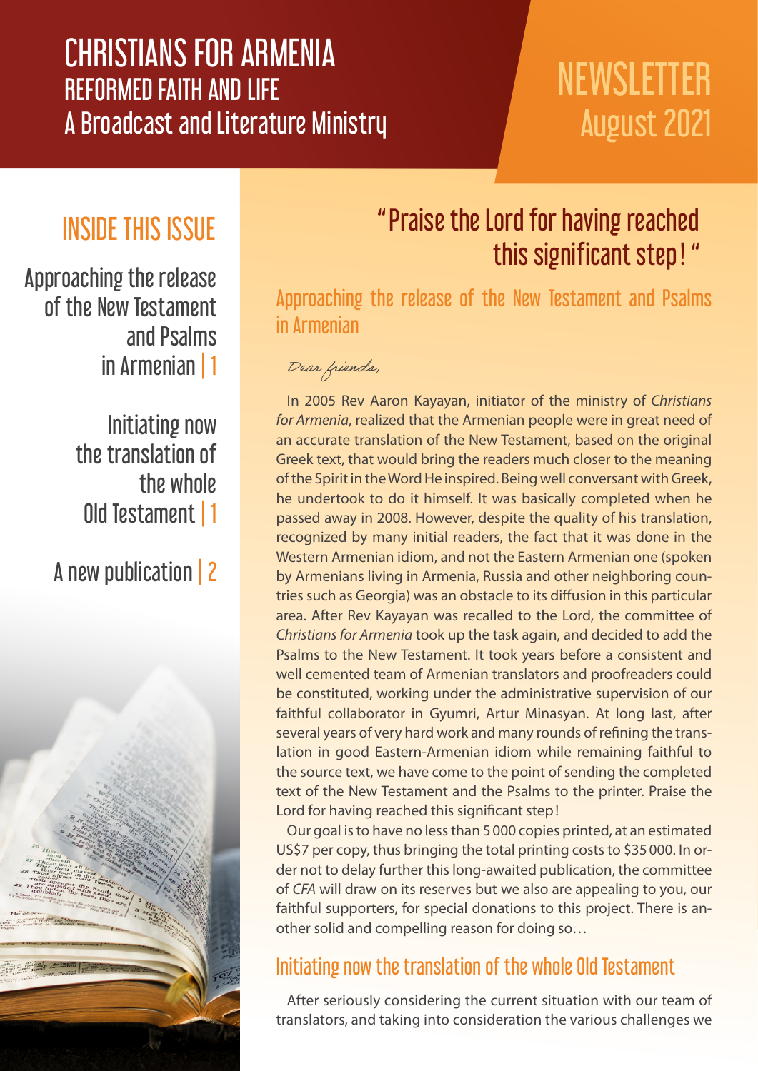# CHRISTIANS FOR ARMENIA

## REFORMED FAITH AND LIFE

## A Broadcast and Literature Ministry

# NEWSLETTER August 2021

## INSIDE THIS ISSUE

Approaching the release of the New Testament and Psalms in Armenian | 1

Initiating now the translation of the whole Old Testament | 1

A new publication | 2

## "Praise the Lord for having reached this significant step!"

### Approaching the release of the New Testament and Psalms in Armenian

*Dear friends,*

In 2005 Rev Aaron Kayayan, initiator of the ministry of *Christians for Armenia*, realized that the Armenian people were in great need of an accurate translation of the New Testament, based on the original Greek text, that would bring the readers much closer to the meaning of the Spirit in the Word He inspired. Being well conversant with Greek, he undertook to do it himself. It was basically completed when he passed away in 2008. However, despite the quality of his translation, recognized by many initial readers, the fact that it was done in the Western Armenian idiom, and not the Eastern Armenian one (spoken by Armenians living in Armenia, Russia and other neighboring countries such as Georgia) was an obstacle to its diffusion in this particular area. After Rev Kayayan was recalled to the Lord, the committee of *Christians for Armenia* took up the task again, and decided to add the Psalms to the New Testament. It took years before a consistent and well cemented team of Armenian translators and proofreaders could be constituted, working under the administrative supervision of our faithful collaborator in Gyumri, Artur Minasyan. At long last, after several years of very hard work and many rounds of refining the translation in good Eastern-Armenian idiom while remaining faithful to the source text, we have come to the point of sending the completed text of the New Testament and the Psalms to the printer. Praise the Lord for having reached this significant step!

Our goal is to have no less than 5 000 copies printed, at an estimated US$7 per copy, thus bringing the total printing costs to $35 000. In order not to delay further this long-awaited publication, the committee of *CFA* will draw on its reserves but we also are appealing to you, our faithful supporters, for special donations to this project. There is another solid and compelling reason for doing so…

### Initiating now the translation of the whole Old Testament

After seriously considering the current situation with our team of translators, and taking into consideration the various challenges we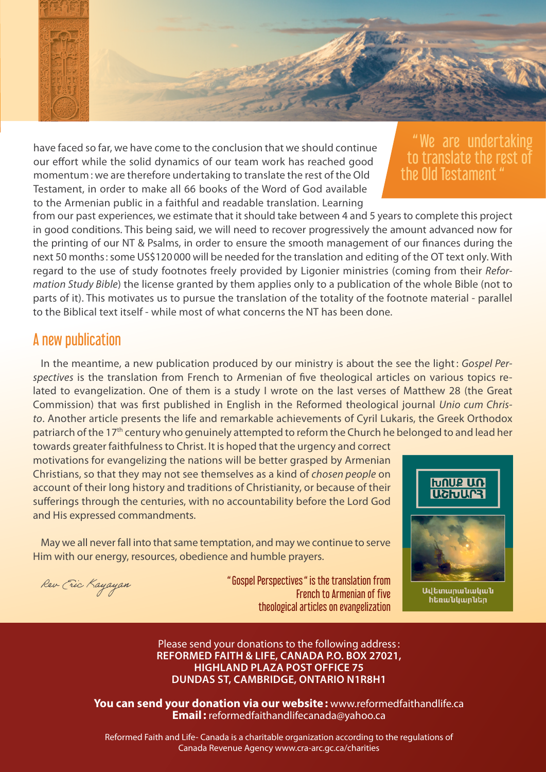have faced so far, we have come to the conclusion that we should continue our effort while the solid dynamics of our team work has reached good momentum : we are therefore undertaking to translate the rest of the Old Testament, in order to make all 66 books of the Word of God available to the Armenian public in a faithful and readable translation. Learning from our past experiences, we estimate that it should take between 4 and 5 years to complete this project in good conditions. This being said, we will need to recover progressively the amount advanced now for the printing of our NT & Psalms, in order to ensure the smooth management of our finances during the next 50 months : some US$120 000 will be needed for the translation and editing of the OT text only. With regard to the use of study footnotes freely provided by Ligonier ministries (coming from their *Reformation Study Bible*) the license granted by them applies only to a publication of the whole Bible (not to parts of it). This motivates us to pursue the translation of the totality of the footnote material - parallel to the Biblical text itself - while most of what concerns the NT has been done.

> " We are undertaking to translate the rest of the Old Testament "

## A new publication

In the meantime, a new publication produced by our ministry is about the see the light : *Gospel Perspectives* is the translation from French to Armenian of five theological articles on various topics related to evangelization. One of them is a study I wrote on the last verses of Matthew 28 (the Great Commission) that was first published in English in the Reformed theological journal *Unio cum Christo*. Another article presents the life and remarkable achievements of Cyril Lukaris, the Greek Orthodox patriarch of the 17th century who genuinely attempted to reform the Church he belonged to and lead her towards greater faithfulness to Christ. It is hoped that the urgency and correct motivations for evangelizing the nations will be better grasped by Armenian Christians, so that they may not see themselves as a kind of *chosen people* on account of their long history and traditions of Christianity, or because of their sufferings through the centuries, with no accountability before the Lord God and His expressed commandments.

May we all never fall into that same temptation, and may we continue to serve Him with our energy, resources, obedience and humble prayers.

*Rev Eric Kayayan*

ԽՈՍՔ ԱՌ ԱԶԽԱՐՀ

Ավետարանական հեռանկարներ

" Gospel Perspectives " is the translation from French to Armenian of five theological articles on evangelization

Please send your donations to the following address :
**REFORMED FAITH & LIFE, CANADA P.O. BOX 27021, HIGHLAND PLAZA POST OFFICE 75 DUNDAS ST, CAMBRIDGE, ONTARIO N1R8H1**

**You can send your donation via our website :** www.reformedfaithandlife.ca
**Email :** reformedfaithandlifecanada@yahoo.ca

Reformed Faith and Life- Canada is a charitable organization according to the regulations of Canada Revenue Agency www.cra-arc.gc.ca/charities